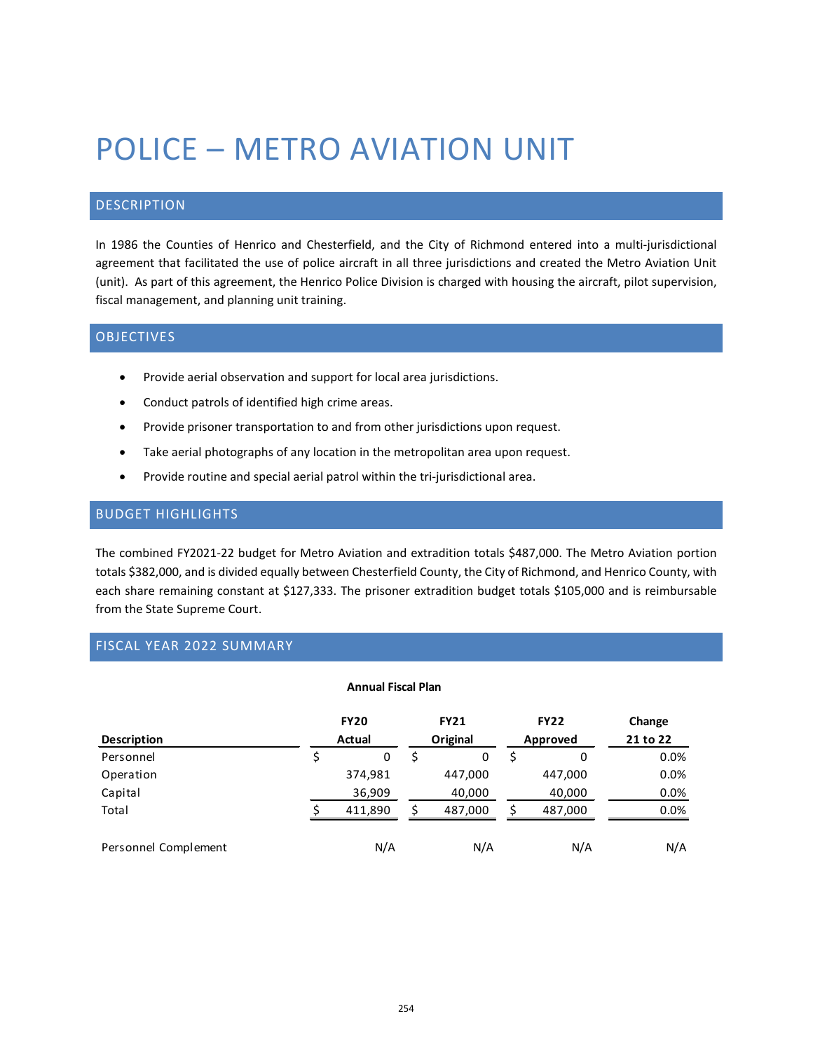// POLICE – METRO AVIATION UNIT

## DESCRIPTION

In 1986 the Counties of Henrico and Chesterfield, and the City of Richmond entered into a multi-jurisdictional agreement that facilitated the use of police aircraft in all three jurisdictions and created the Metro Aviation Unit (unit). As part of this agreement, the Henrico Police Division is charged with housing the aircraft, pilot supervision, fiscal management, and planning unit training.

## OBJECTIVES

- Provide aerial observation and support for local area jurisdictions.
- Conduct patrols of identified high crime areas.
- Provide prisoner transportation to and from other jurisdictions upon request.
- Take aerial photographs of any location in the metropolitan area upon request.
- Provide routine and special aerial patrol within the tri-jurisdictional area.

## BUDGET HIGHLIGHTS

The combined FY2021-22 budget for Metro Aviation and extradition totals $487,000. The Metro Aviation portion totals $382,000, and is divided equally between Chesterfield County, the City of Richmond, and Henrico County, with each share remaining constant at $127,333. The prisoner extradition budget totals $105,000 and is reimbursable from the State Supreme Court.

## FISCAL YEAR 2022 SUMMARY

**Annual Fiscal Plan**

| Description | FY20 Actual | FY21 Original | FY22 Approved | Change 21 to 22 |
|---|---|---|---|---|
| Personnel | $ 0 | $ 0 | $ 0 | 0.0% |
| Operation | 374,981 | 447,000 | 447,000 | 0.0% |
| Capital | 36,909 | 40,000 | 40,000 | 0.0% |
| Total | $ 411,890 | $ 487,000 | $ 487,000 | 0.0% |
| | | | | |
| Personnel Complement | N/A | N/A | N/A | N/A |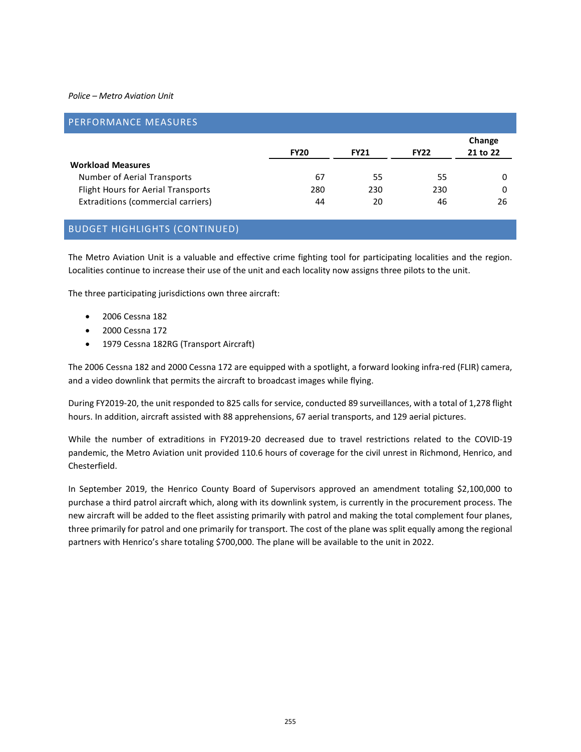*Police – Metro Aviation Unit*

## PERFORMANCE MEASURES

| | FY20 | FY21 | FY22 | Change 21 to 22 |
|---|---|---|---|---|
| **Workload Measures** | | | | |
| Number of Aerial Transports | 67 | 55 | 55 | 0 |
| Flight Hours for Aerial Transports | 280 | 230 | 230 | 0 |
| Extraditions (commercial carriers) | 44 | 20 | 46 | 26 |

## BUDGET HIGHLIGHTS (CONTINUED)

The Metro Aviation Unit is a valuable and effective crime fighting tool for participating localities and the region. Localities continue to increase their use of the unit and each locality now assigns three pilots to the unit.

The three participating jurisdictions own three aircraft:

- 2006 Cessna 182
- 2000 Cessna 172
- 1979 Cessna 182RG (Transport Aircraft)

The 2006 Cessna 182 and 2000 Cessna 172 are equipped with a spotlight, a forward looking infra-red (FLIR) camera, and a video downlink that permits the aircraft to broadcast images while flying.

During FY2019-20, the unit responded to 825 calls for service, conducted 89 surveillances, with a total of 1,278 flight hours. In addition, aircraft assisted with 88 apprehensions, 67 aerial transports, and 129 aerial pictures.

While the number of extraditions in FY2019-20 decreased due to travel restrictions related to the COVID-19 pandemic, the Metro Aviation unit provided 110.6 hours of coverage for the civil unrest in Richmond, Henrico, and Chesterfield.

In September 2019, the Henrico County Board of Supervisors approved an amendment totaling $2,100,000 to purchase a third patrol aircraft which, along with its downlink system, is currently in the procurement process. The new aircraft will be added to the fleet assisting primarily with patrol and making the total complement four planes, three primarily for patrol and one primarily for transport. The cost of the plane was split equally among the regional partners with Henrico's share totaling $700,000. The plane will be available to the unit in 2022.